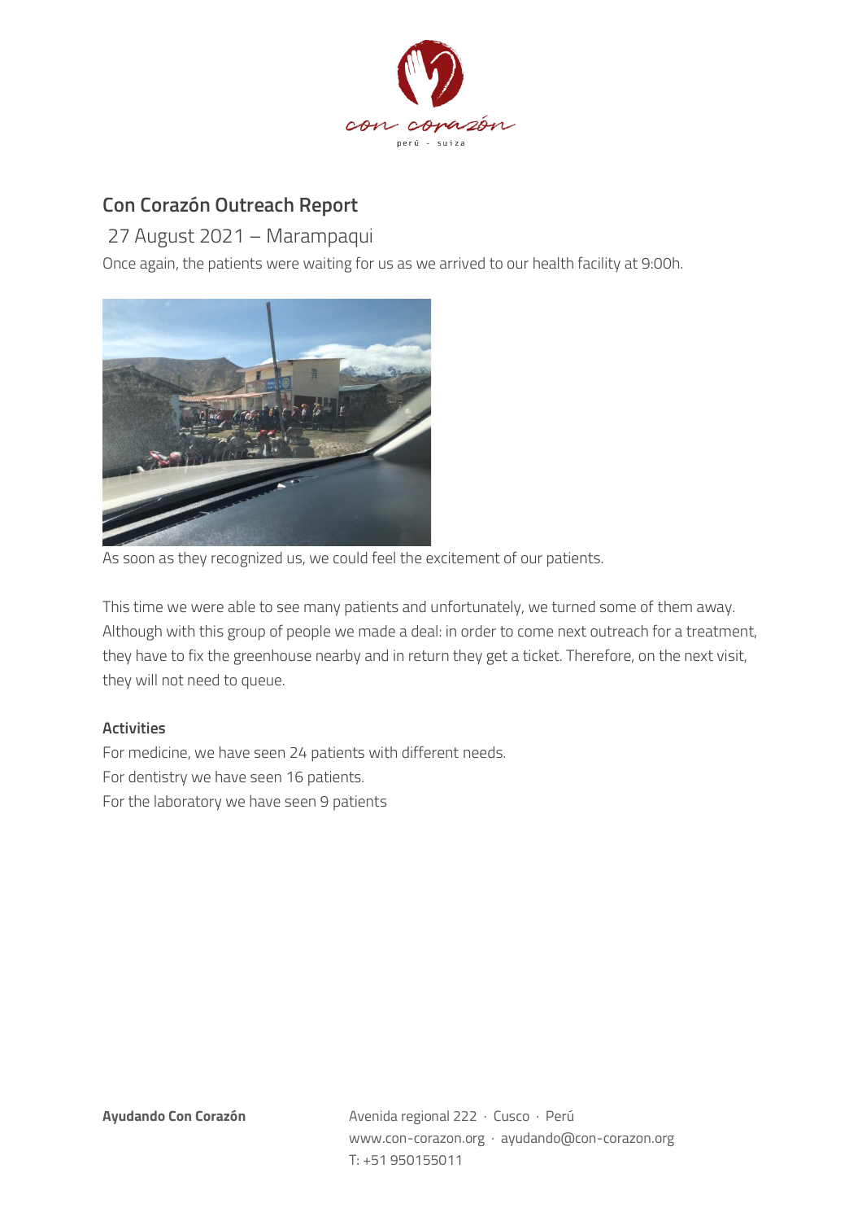## Con Corazón Outreach Report

### 27 August 2021 – Marampaqui

Once again, the patients were waiting for us as we arrived to our health facility at 9:00h.

As soon as they recognized us, we could feel the excitement of our patients.

This time we were able to see many patients and unfortunately, we turned some of them away. Although with this group of people we made a deal: in order to come next outreach for a treatment, they have to fix the greenhouse nearby and in return they get a ticket. Therefore, on the next visit, they will not need to queue.

**Activities**

For medicine, we have seen 24 patients with different needs.
For dentistry we have seen 16 patients.
For the laboratory we have seen 9 patients

**Ayudando Con Corazón**

Avenida regional 222 · Cusco · Perú
www.con-corazon.org · ayudando@con-corazon.org
T: +51 950155011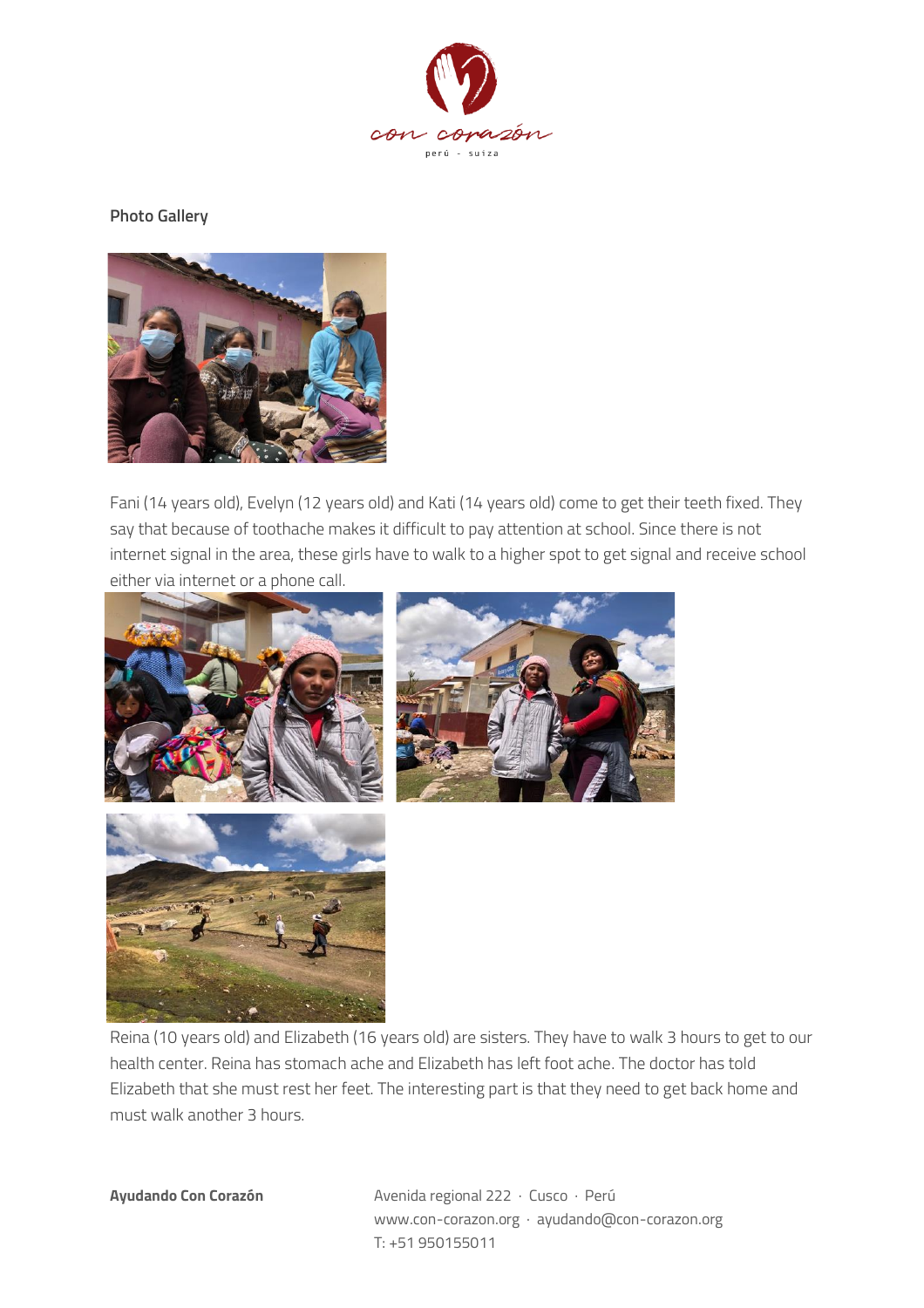**Photo Gallery**

Fani (14 years old), Evelyn (12 years old) and Kati (14 years old) come to get their teeth fixed. They say that because of toothache makes it difficult to pay attention at school. Since there is not internet signal in the area, these girls have to walk to a higher spot to get signal and receive school either via internet or a phone call.

Reina (10 years old) and Elizabeth (16 years old) are sisters. They have to walk 3 hours to get to our health center. Reina has stomach ache and Elizabeth has left foot ache. The doctor has told Elizabeth that she must rest her feet. The interesting part is that they need to get back home and must walk another 3 hours.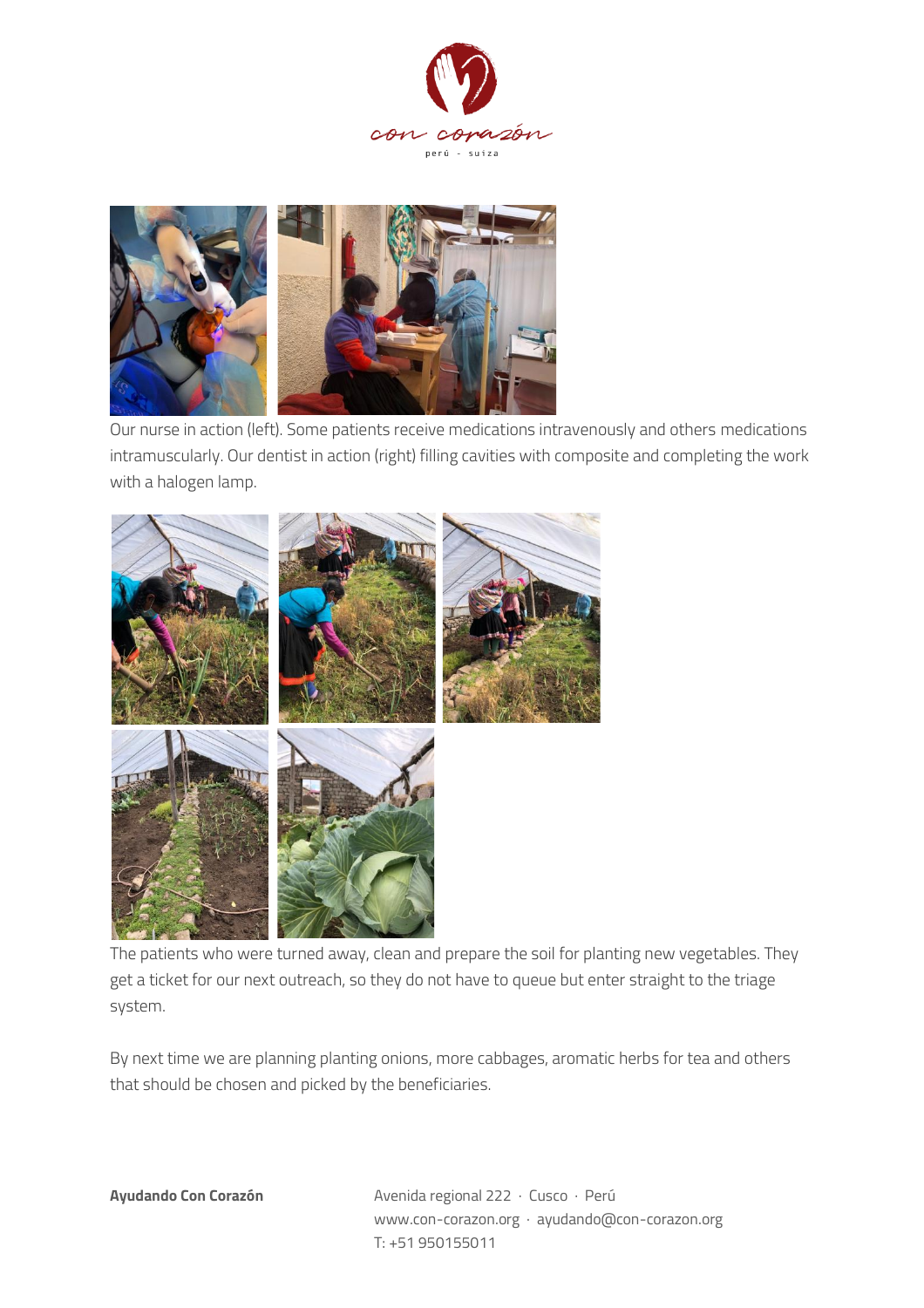Our nurse in action (left). Some patients receive medications intravenously and others medications intramuscularly. Our dentist in action (right) filling cavities with composite and completing the work with a halogen lamp.

The patients who were turned away, clean and prepare the soil for planting new vegetables. They get a ticket for our next outreach, so they do not have to queue but enter straight to the triage system.

By next time we are planning planting onions, more cabbages, aromatic herbs for tea and others that should be chosen and picked by the beneficiaries.

**Ayudando Con Corazón**

Avenida regional 222 · Cusco · Perú
www.con-corazon.org · ayudando@con-corazon.org
T: +51 950155011